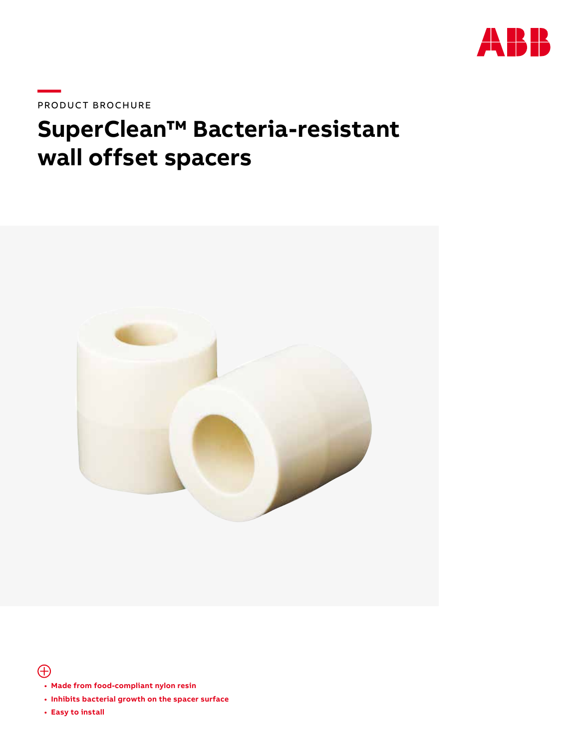PRODUCT BROCHURE

# SuperClean™ Bacteria-resistant wall offset spacers

- Made from food-compliant nylon resin
- Inhibits bacterial growth on the spacer surface
- Easy to install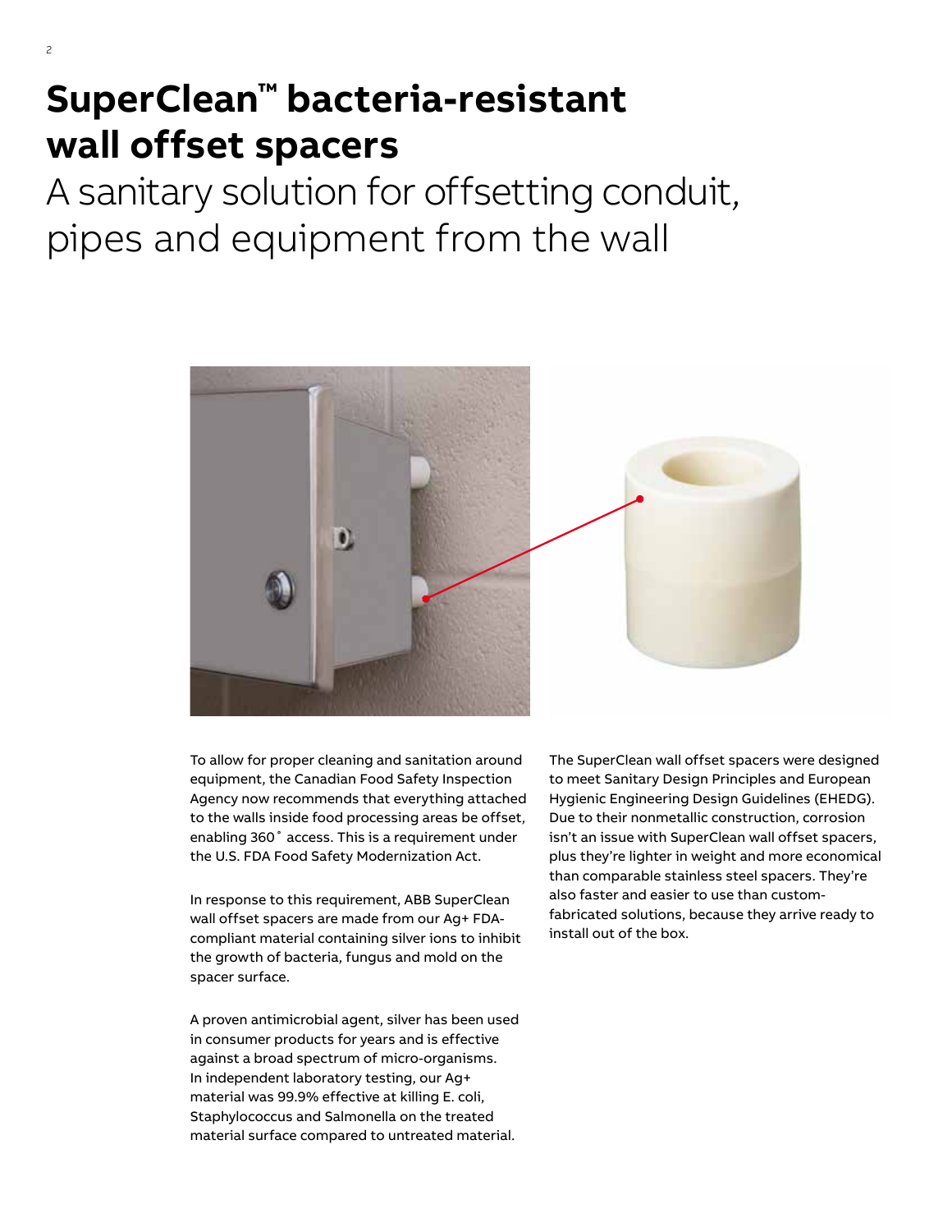# SuperClean™ bacteria-resistant wall offset spacers

## A sanitary solution for offsetting conduit, pipes and equipment from the wall

To allow for proper cleaning and sanitation around equipment, the Canadian Food Safety Inspection Agency now recommends that everything attached to the walls inside food processing areas be offset, enabling 360˚ access. This is a requirement under the U.S. FDA Food Safety Modernization Act.

In response to this requirement, ABB SuperClean wall offset spacers are made from our Ag+ FDA-compliant material containing silver ions to inhibit the growth of bacteria, fungus and mold on the spacer surface.

A proven antimicrobial agent, silver has been used in consumer products for years and is effective against a broad spectrum of micro-organisms. In independent laboratory testing, our Ag+ material was 99.9% effective at killing E. coli, Staphylococcus and Salmonella on the treated material surface compared to untreated material.

The SuperClean wall offset spacers were designed to meet Sanitary Design Principles and European Hygienic Engineering Design Guidelines (EHEDG). Due to their nonmetallic construction, corrosion isn't an issue with SuperClean wall offset spacers, plus they're lighter in weight and more economical than comparable stainless steel spacers. They're also faster and easier to use than custom-fabricated solutions, because they arrive ready to install out of the box.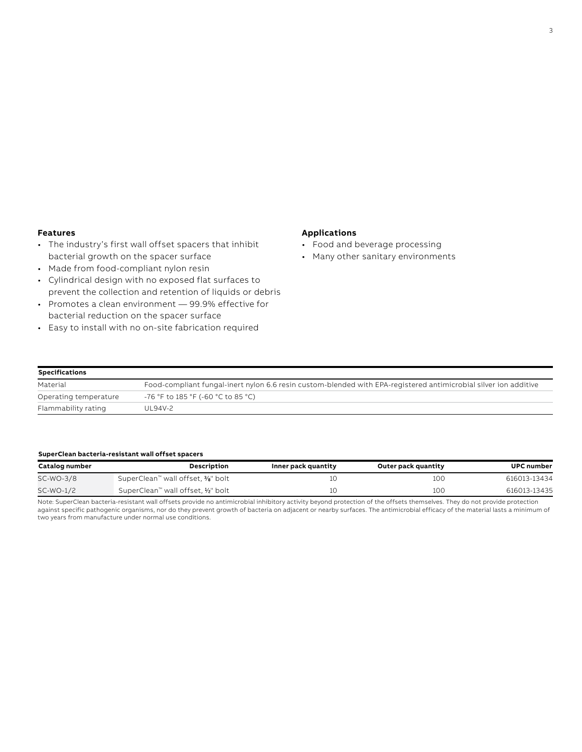### Features

- The industry's first wall offset spacers that inhibit bacterial growth on the spacer surface
- Made from food-compliant nylon resin
- Cylindrical design with no exposed flat surfaces to prevent the collection and retention of liquids or debris
- Promotes a clean environment — 99.9% effective for bacterial reduction on the spacer surface
- Easy to install with no on-site fabrication required

### Applications

- Food and beverage processing
- Many other sanitary environments

| Specifications | |
|---|---|
| Material | Food-compliant fungal-inert nylon 6.6 resin custom-blended with EPA-registered antimicrobial silver ion additive |
| Operating temperature | -76 °F to 185 °F (-60 °C to 85 °C) |
| Flammability rating | UL94V-2 |

**SuperClean bacteria-resistant wall offset spacers**

| Catalog number | Description | Inner pack quantity | Outer pack quantity | UPC number |
|---|---|---|---|---|
| SC-WO-3/8 | SuperClean™ wall offset, ⅜" bolt | 10 | 100 | 616013-13434 |
| SC-WO-1/2 | SuperClean™ wall offset, ½" bolt | 10 | 100 | 616013-13435 |

Note: SuperClean bacteria-resistant wall offsets provide no antimicrobial inhibitory activity beyond protection of the offsets themselves. They do not provide protection against specific pathogenic organisms, nor do they prevent growth of bacteria on adjacent or nearby surfaces. The antimicrobial efficacy of the material lasts a minimum of two years from manufacture under normal use conditions.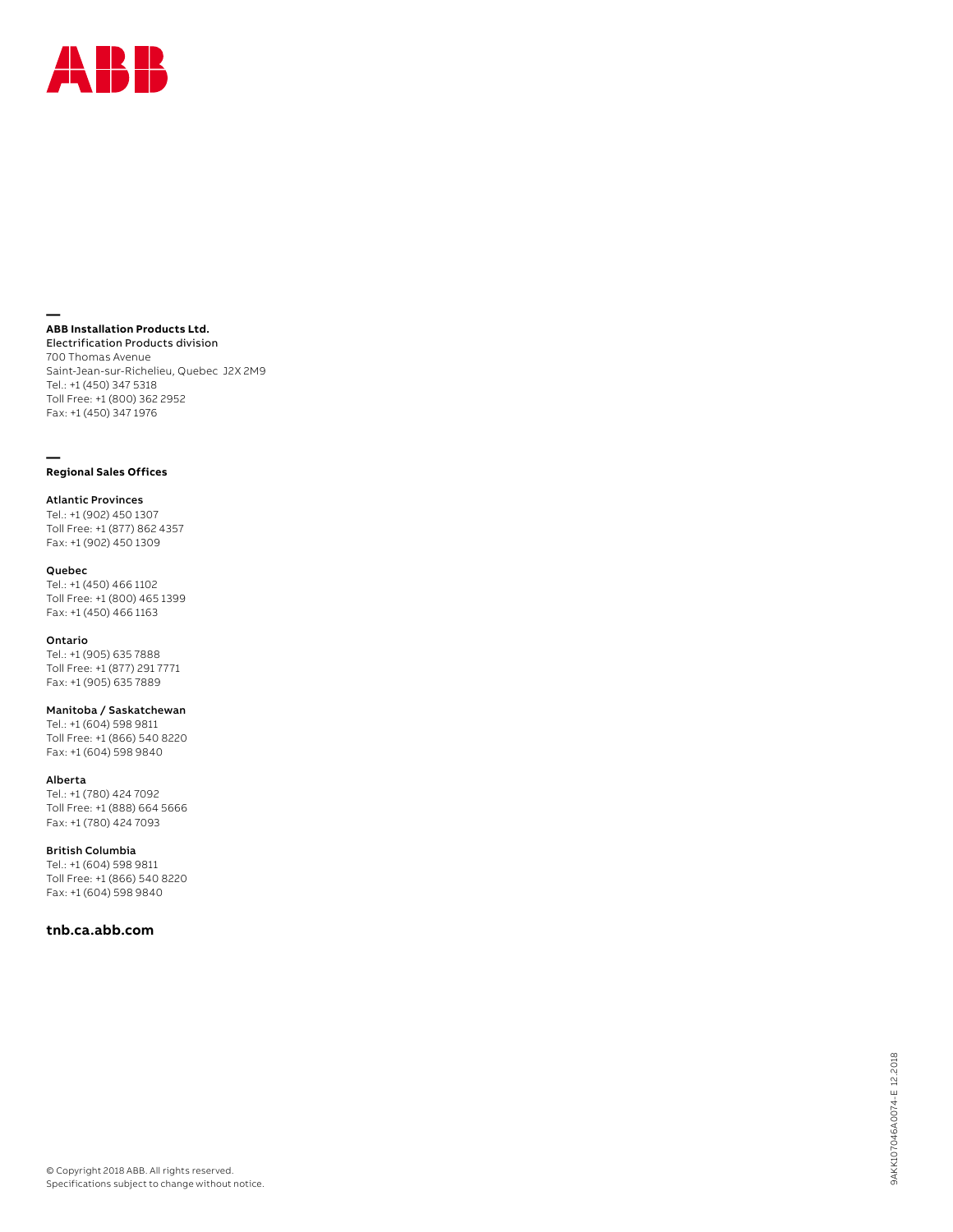ABB

—

**ABB Installation Products Ltd.**
Electrification Products division
700 Thomas Avenue
Saint-Jean-sur-Richelieu, Quebec J2X 2M9
Tel.: +1 (450) 347 5318
Toll Free: +1 (800) 362 2952
Fax: +1 (450) 347 1976

—

**Regional Sales Offices**

**Atlantic Provinces**
Tel.: +1 (902) 450 1307
Toll Free: +1 (877) 862 4357
Fax: +1 (902) 450 1309

**Quebec**
Tel.: +1 (450) 466 1102
Toll Free: +1 (800) 465 1399
Fax: +1 (450) 466 1163

**Ontario**
Tel.: +1 (905) 635 7888
Toll Free: +1 (877) 291 7771
Fax: +1 (905) 635 7889

**Manitoba / Saskatchewan**
Tel.: +1 (604) 598 9811
Toll Free: +1 (866) 540 8220
Fax: +1 (604) 598 9840

**Alberta**
Tel.: +1 (780) 424 7092
Toll Free: +1 (888) 664 5666
Fax: +1 (780) 424 7093

**British Columbia**
Tel.: +1 (604) 598 9811
Toll Free: +1 (866) 540 8220
Fax: +1 (604) 598 9840

**tnb.ca.abb.com**

© Copyright 2018 ABB. All rights reserved.
Specifications subject to change without notice.

9AKK107046A0074-E 12.2018